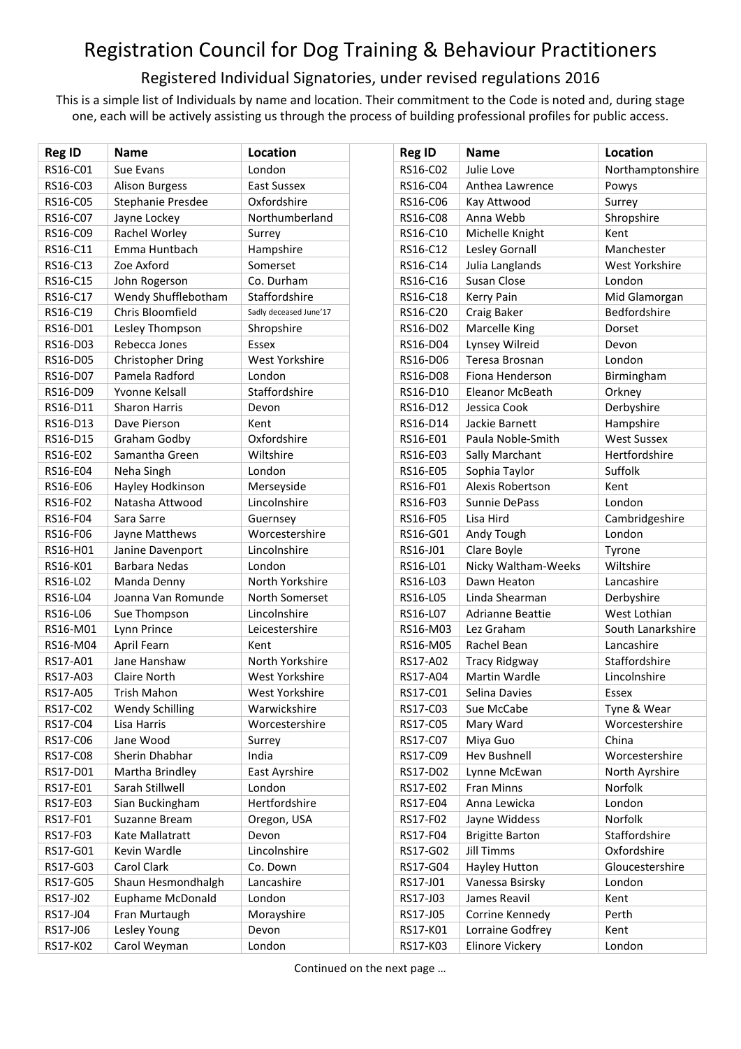# Registration Council for Dog Training & Behaviour Practitioners

## Registered Individual Signatories, under revised regulations 2016

This is a simple list of Individuals by name and location. Their commitment to the Code is noted and, during stage one, each will be actively assisting us through the process of building professional profiles for public access.

| Reg ID | Name | Location |
|---|---|---|
| RS16-C01 | Sue Evans | London |
| RS16-C02 | Julie Love | Northamptonshire |
| RS16-C03 | Alison Burgess | East Sussex |
| RS16-C04 | Anthea Lawrence | Powys |
| RS16-C05 | Stephanie Presdee | Oxfordshire |
| RS16-C06 | Kay Attwood | Surrey |
| RS16-C07 | Jayne Lockey | Northumberland |
| RS16-C08 | Anna Webb | Shropshire |
| RS16-C09 | Rachel Worley | Surrey |
| RS16-C10 | Michelle Knight | Kent |
| RS16-C11 | Emma Huntbach | Hampshire |
| RS16-C12 | Lesley Gornall | Manchester |
| RS16-C13 | Zoe Axford | Somerset |
| RS16-C14 | Julia Langlands | West Yorkshire |
| RS16-C15 | John Rogerson | Co. Durham |
| RS16-C16 | Susan Close | London |
| RS16-C17 | Wendy Shufflebotham | Staffordshire |
| RS16-C18 | Kerry Pain | Mid Glamorgan |
| RS16-C19 | Chris Bloomfield | Sadly deceased June'17 |
| RS16-C20 | Craig Baker | Bedfordshire |
| RS16-D01 | Lesley Thompson | Shropshire |
| RS16-D02 | Marcelle King | Dorset |
| RS16-D03 | Rebecca Jones | Essex |
| RS16-D04 | Lynsey Wilreid | Devon |
| RS16-D05 | Christopher Dring | West Yorkshire |
| RS16-D06 | Teresa Brosnan | London |
| RS16-D07 | Pamela Radford | London |
| RS16-D08 | Fiona Henderson | Birmingham |
| RS16-D09 | Yvonne Kelsall | Staffordshire |
| RS16-D10 | Eleanor McBeath | Orkney |
| RS16-D11 | Sharon Harris | Devon |
| RS16-D12 | Jessica Cook | Derbyshire |
| RS16-D13 | Dave Pierson | Kent |
| RS16-D14 | Jackie Barnett | Hampshire |
| RS16-D15 | Graham Godby | Oxfordshire |
| RS16-E01 | Paula Noble-Smith | West Sussex |
| RS16-E02 | Samantha Green | Wiltshire |
| RS16-E03 | Sally Marchant | Hertfordshire |
| RS16-E04 | Neha Singh | London |
| RS16-E05 | Sophia Taylor | Suffolk |
| RS16-E06 | Hayley Hodkinson | Merseyside |
| RS16-F01 | Alexis Robertson | Kent |
| RS16-F02 | Natasha Attwood | Lincolnshire |
| RS16-F03 | Sunnie DePass | London |
| RS16-F04 | Sara Sarre | Guernsey |
| RS16-F05 | Lisa Hird | Cambridgeshire |
| RS16-F06 | Jayne Matthews | Worcestershire |
| RS16-G01 | Andy Tough | London |
| RS16-H01 | Janine Davenport | Lincolnshire |
| RS16-J01 | Clare Boyle | Tyrone |
| RS16-K01 | Barbara Nedas | London |
| RS16-L01 | Nicky Waltham-Weeks | Wiltshire |
| RS16-L02 | Manda Denny | North Yorkshire |
| RS16-L03 | Dawn Heaton | Lancashire |
| RS16-L04 | Joanna Van Romunde | North Somerset |
| RS16-L05 | Linda Shearman | Derbyshire |
| RS16-L06 | Sue Thompson | Lincolnshire |
| RS16-L07 | Adrianne Beattie | West Lothian |
| RS16-M01 | Lynn Prince | Leicestershire |
| RS16-M03 | Lez Graham | South Lanarkshire |
| RS16-M04 | April Fearn | Kent |
| RS16-M05 | Rachel Bean | Lancashire |
| RS17-A01 | Jane Hanshaw | North Yorkshire |
| RS17-A02 | Tracy Ridgway | Staffordshire |
| RS17-A03 | Claire North | West Yorkshire |
| RS17-A04 | Martin Wardle | Lincolnshire |
| RS17-A05 | Trish Mahon | West Yorkshire |
| RS17-C01 | Selina Davies | Essex |
| RS17-C02 | Wendy Schilling | Warwickshire |
| RS17-C03 | Sue McCabe | Tyne & Wear |
| RS17-C04 | Lisa Harris | Worcestershire |
| RS17-C05 | Mary Ward | Worcestershire |
| RS17-C06 | Jane Wood | Surrey |
| RS17-C07 | Miya Guo | China |
| RS17-C08 | Sherin Dhabhar | India |
| RS17-C09 | Hev Bushnell | Worcestershire |
| RS17-D01 | Martha Brindley | East Ayrshire |
| RS17-D02 | Lynne McEwan | North Ayrshire |
| RS17-E01 | Sarah Stillwell | London |
| RS17-E02 | Fran Minns | Norfolk |
| RS17-E03 | Sian Buckingham | Hertfordshire |
| RS17-E04 | Anna Lewicka | London |
| RS17-F01 | Suzanne Bream | Oregon, USA |
| RS17-F02 | Jayne Widdess | Norfolk |
| RS17-F03 | Kate Mallatratt | Devon |
| RS17-F04 | Brigitte Barton | Staffordshire |
| RS17-G01 | Kevin Wardle | Lincolnshire |
| RS17-G02 | Jill Timms | Oxfordshire |
| RS17-G03 | Carol Clark | Co. Down |
| RS17-G04 | Hayley Hutton | Gloucestershire |
| RS17-G05 | Shaun Hesmondhalgh | Lancashire |
| RS17-J01 | Vanessa Bsirsky | London |
| RS17-J02 | Euphame McDonald | London |
| RS17-J03 | James Reavil | Kent |
| RS17-J04 | Fran Murtaugh | Morayshire |
| RS17-J05 | Corrine Kennedy | Perth |
| RS17-J06 | Lesley Young | Devon |
| RS17-K01 | Lorraine Godfrey | Kent |
| RS17-K02 | Carol Weyman | London |
| RS17-K03 | Elinore Vickery | London |

Continued on the next page …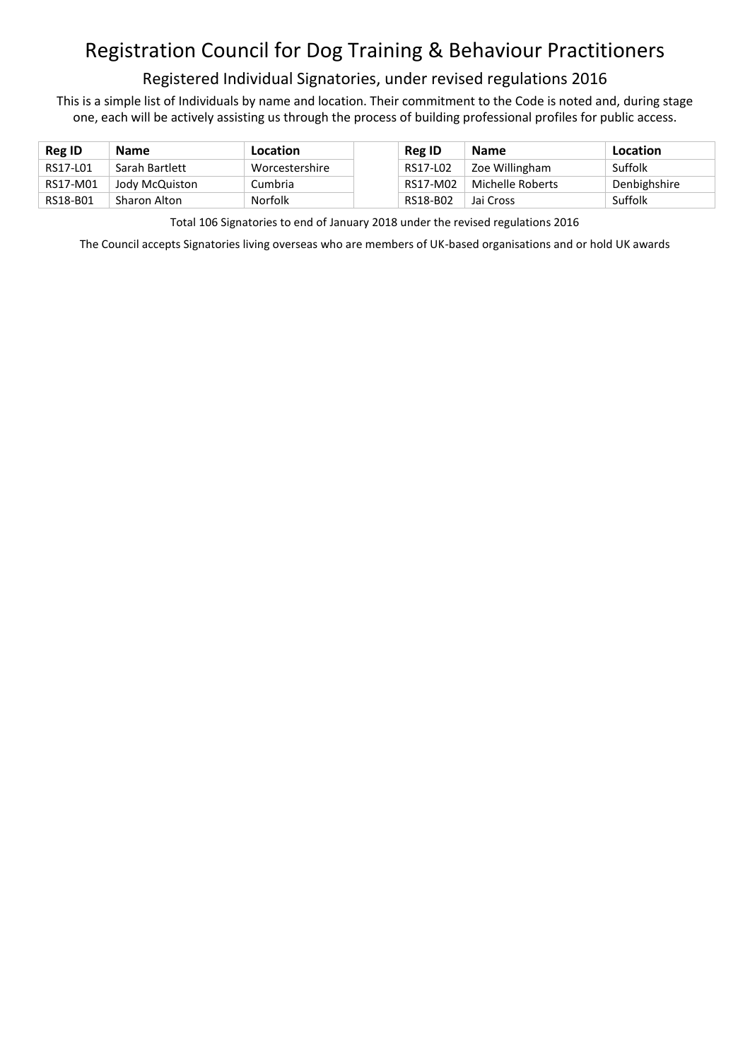# Registration Council for Dog Training & Behaviour Practitioners

## Registered Individual Signatories, under revised regulations 2016

This is a simple list of Individuals by name and location. Their commitment to the Code is noted and, during stage one, each will be actively assisting us through the process of building professional profiles for public access.

| Reg ID | Name | Location | | Reg ID | Name | Location |
|---|---|---|---|---|---|---|
| RS17-L01 | Sarah Bartlett | Worcestershire | | RS17-L02 | Zoe Willingham | Suffolk |
| RS17-M01 | Jody McQuiston | Cumbria | | RS17-M02 | Michelle Roberts | Denbighshire |
| RS18-B01 | Sharon Alton | Norfolk | | RS18-B02 | Jai Cross | Suffolk |

Total 106 Signatories to end of January 2018 under the revised regulations 2016

The Council accepts Signatories living overseas who are members of UK-based organisations and or hold UK awards